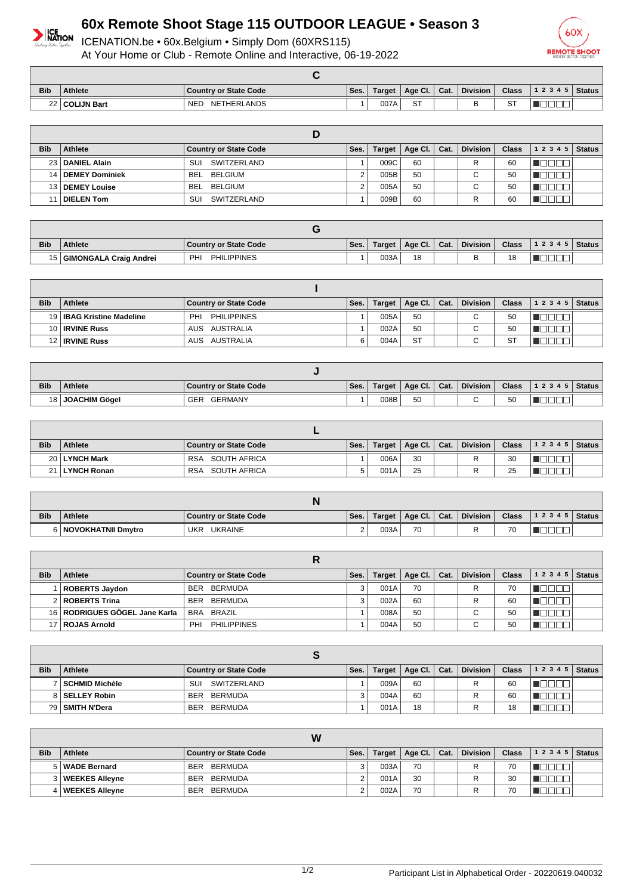# 60x Remote Shoot Stage 115 OUTDOOR LEAGUE • Season 3

ICENATION.be • 60x.Belgium • Simply Dom (60XRS115)
At Your Home or Club - Remote Online and Interactive, 06-19-2022

## C

| Bib | Athlete | Country or State Code | Ses. | Target | Age Cl. | Cat. | Division | Class | 1 2 3 4 5 | Status |
|---|---|---|---|---|---|---|---|---|---|---|
| 22 | **COLIJN Bart** | NED NETHERLANDS | 1 | 007A | ST | | B | ST | | |

## D

| Bib | Athlete | Country or State Code | Ses. | Target | Age Cl. | Cat. | Division | Class | 1 2 3 4 5 | Status |
|---|---|---|---|---|---|---|---|---|---|---|
| 23 | **DANIEL Alain** | SUI SWITZERLAND | 1 | 009C | 60 | | R | 60 | | |
| 14 | **DEMEY Dominiek** | BEL BELGIUM | 2 | 005B | 50 | | C | 50 | | |
| 13 | **DEMEY Louise** | BEL BELGIUM | 2 | 005A | 50 | | C | 50 | | |
| 11 | **DIELEN Tom** | SUI SWITZERLAND | 1 | 009B | 60 | | R | 60 | | |

## G

| Bib | Athlete | Country or State Code | Ses. | Target | Age Cl. | Cat. | Division | Class | 1 2 3 4 5 | Status |
|---|---|---|---|---|---|---|---|---|---|---|
| 15 | **GIMONGALA Craig Andrei** | PHI PHILIPPINES | 1 | 003A | 18 | | B | 18 | | |

## I

| Bib | Athlete | Country or State Code | Ses. | Target | Age Cl. | Cat. | Division | Class | 1 2 3 4 5 | Status |
|---|---|---|---|---|---|---|---|---|---|---|
| 19 | **IBAG Kristine Madeline** | PHI PHILIPPINES | 1 | 005A | 50 | | C | 50 | | |
| 10 | **IRVINE Russ** | AUS AUSTRALIA | 1 | 002A | 50 | | C | 50 | | |
| 12 | **IRVINE Russ** | AUS AUSTRALIA | 6 | 004A | ST | | C | ST | | |

## J

| Bib | Athlete | Country or State Code | Ses. | Target | Age Cl. | Cat. | Division | Class | 1 2 3 4 5 | Status |
|---|---|---|---|---|---|---|---|---|---|---|
| 18 | **JOACHIM Gögel** | GER GERMANY | 1 | 008B | 50 | | C | 50 | | |

## L

| Bib | Athlete | Country or State Code | Ses. | Target | Age Cl. | Cat. | Division | Class | 1 2 3 4 5 | Status |
|---|---|---|---|---|---|---|---|---|---|---|
| 20 | **LYNCH Mark** | RSA SOUTH AFRICA | 1 | 006A | 30 | | R | 30 | | |
| 21 | **LYNCH Ronan** | RSA SOUTH AFRICA | 5 | 001A | 25 | | R | 25 | | |

## N

| Bib | Athlete | Country or State Code | Ses. | Target | Age Cl. | Cat. | Division | Class | 1 2 3 4 5 | Status |
|---|---|---|---|---|---|---|---|---|---|---|
| 6 | **NOVOKHATNII Dmytro** | UKR UKRAINE | 2 | 003A | 70 | | R | 70 | | |

## R

| Bib | Athlete | Country or State Code | Ses. | Target | Age Cl. | Cat. | Division | Class | 1 2 3 4 5 | Status |
|---|---|---|---|---|---|---|---|---|---|---|
| 1 | **ROBERTS Jaydon** | BER BERMUDA | 3 | 001A | 70 | | R | 70 | | |
| 2 | **ROBERTS Trina** | BER BERMUDA | 3 | 002A | 60 | | R | 60 | | |
| 16 | **RODRIGUES GÖGEL Jane Karla** | BRA BRAZIL | 1 | 008A | 50 | | C | 50 | | |
| 17 | **ROJAS Arnold** | PHI PHILIPPINES | 1 | 004A | 50 | | C | 50 | | |

## S

| Bib | Athlete | Country or State Code | Ses. | Target | Age Cl. | Cat. | Division | Class | 1 2 3 4 5 | Status |
|---|---|---|---|---|---|---|---|---|---|---|
| 7 | **SCHMID Michèle** | SUI SWITZERLAND | 1 | 009A | 60 | | R | 60 | | |
| 8 | **SELLEY Robin** | BER BERMUDA | 3 | 004A | 60 | | R | 60 | | |
| ?9 | **SMITH N'Dera** | BER BERMUDA | 1 | 001A | 18 | | R | 18 | | |

## W

| Bib | Athlete | Country or State Code | Ses. | Target | Age Cl. | Cat. | Division | Class | 1 2 3 4 5 | Status |
|---|---|---|---|---|---|---|---|---|---|---|
| 5 | **WADE Bernard** | BER BERMUDA | 3 | 003A | 70 | | R | 70 | | |
| 3 | **WEEKES Alleyne** | BER BERMUDA | 2 | 001A | 30 | | R | 30 | | |
| 4 | **WEEKES Alleyne** | BER BERMUDA | 2 | 002A | 70 | | R | 70 | | |

Participant List in Alphabetical Order - 20220619.040032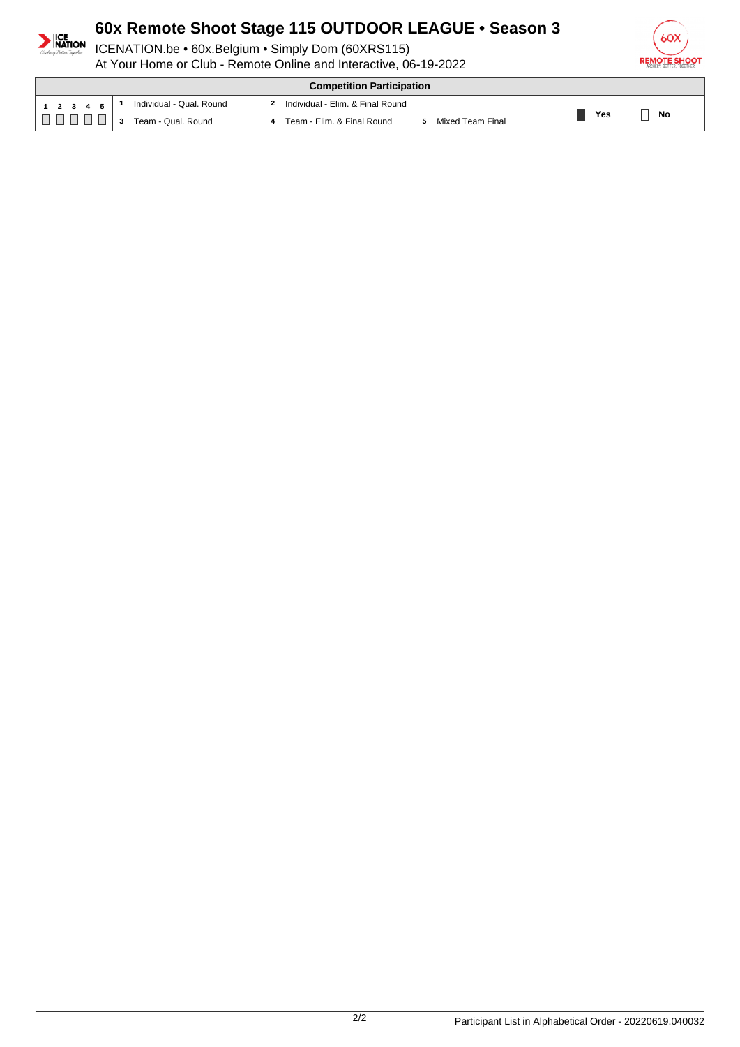# 60x Remote Shoot Stage 115 OUTDOOR LEAGUE • Season 3

ICENATION.be • 60x.Belgium • Simply Dom (60XRS115)

At Your Home or Club - Remote Online and Interactive, 06-19-2022

| Competition Participation | | | | |
|---|---|---|---|---|
| 1 2 3 4 5 | 1 Individual - Qual. Round | 2 Individual - Elim. & Final Round | | Yes |
| | 3 Team - Qual. Round | 4 Team - Elim. & Final Round | 5 Mixed Team Final | No |

Participant List in Alphabetical Order - 20220619.040032